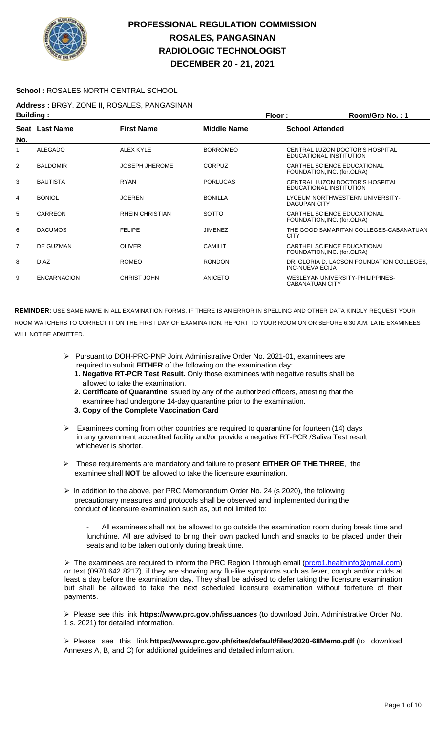# PROFESSIONAL REGULATION COMMISSION
## ROSALES, PANGASINAN
## RADIOLOGIC TECHNOLOGIST
## DECEMBER 20 - 21, 2021

**School :** ROSALES NORTH CENTRAL SCHOOL

**Address :** BRGY. ZONE II, ROSALES, PANGASINAN

**Building :** **Floor :** **Room/Grp No. :** 1

| Seat No. | Last Name | First Name | Middle Name | School Attended |
|---|---|---|---|---|
| 1 | ALEGADO | ALEX KYLE | BORROMEO | CENTRAL LUZON DOCTOR'S HOSPITAL EDUCATIONAL INSTITUTION |
| 2 | BALDOMIR | JOSEPH JHEROME | CORPUZ | CARTHEL SCIENCE EDUCATIONAL FOUNDATION,INC. (for.OLRA) |
| 3 | BAUTISTA | RYAN | PORLUCAS | CENTRAL LUZON DOCTOR'S HOSPITAL EDUCATIONAL INSTITUTION |
| 4 | BONIOL | JOEREN | BONILLA | LYCEUM NORTHWESTERN UNIVERSITY-DAGUPAN CITY |
| 5 | CARREON | RHEIN CHRISTIAN | SOTTO | CARTHEL SCIENCE EDUCATIONAL FOUNDATION,INC. (for.OLRA) |
| 6 | DACUMOS | FELIPE | JIMENEZ | THE GOOD SAMARITAN COLLEGES-CABANATUAN CITY |
| 7 | DE GUZMAN | OLIVER | CAMILIT | CARTHEL SCIENCE EDUCATIONAL FOUNDATION,INC. (for.OLRA) |
| 8 | DIAZ | ROMEO | RONDON | DR. GLORIA D. LACSON FOUNDATION COLLEGES, INC-NUEVA ECIJA |
| 9 | ENCARNACION | CHRIST JOHN | ANICETO | WESLEYAN UNIVERSITY-PHILIPPINES-CABANATUAN CITY |

**REMINDER:** USE SAME NAME IN ALL EXAMINATION FORMS. IF THERE IS AN ERROR IN SPELLING AND OTHER DATA KINDLY REQUEST YOUR ROOM WATCHERS TO CORRECT IT ON THE FIRST DAY OF EXAMINATION. REPORT TO YOUR ROOM ON OR BEFORE 6:30 A.M. LATE EXAMINEES WILL NOT BE ADMITTED.

- Pursuant to DOH-PRC-PNP Joint Administrative Order No. 2021-01, examinees are required to submit **EITHER** of the following on the examination day:
  1. **Negative RT-PCR Test Result.** Only those examinees with negative results shall be allowed to take the examination.
  2. **Certificate of Quarantine** issued by any of the authorized officers, attesting that the examinee had undergone 14-day quarantine prior to the examination.
  3. **Copy of the Complete Vaccination Card**
- Examinees coming from other countries are required to quarantine for fourteen (14) days in any government accredited facility and/or provide a negative RT-PCR /Saliva Test result whichever is shorter.
- These requirements are mandatory and failure to present **EITHER OF THE THREE**, the examinee shall **NOT** be allowed to take the licensure examination.
- In addition to the above, per PRC Memorandum Order No. 24 (s 2020), the following precautionary measures and protocols shall be observed and implemented during the conduct of licensure examination such as, but not limited to:

  - All examinees shall not be allowed to go outside the examination room during break time and lunchtime. All are advised to bring their own packed lunch and snacks to be placed under their seats and to be taken out only during break time.

- The examinees are required to inform the PRC Region I through email (prcro1.healthinfo@gmail.com) or text (0970 642 8217), if they are showing any flu-like symptoms such as fever, cough and/or colds at least a day before the examination day. They shall be advised to defer taking the licensure examination but shall be allowed to take the next scheduled licensure examination without forfeiture of their payments.

- Please see this link **https://www.prc.gov.ph/issuances** (to download Joint Administrative Order No. 1 s. 2021) for detailed information.

- Please see this link **https://www.prc.gov.ph/sites/default/files/2020-68Memo.pdf** (to download Annexes A, B, and C) for additional guidelines and detailed information.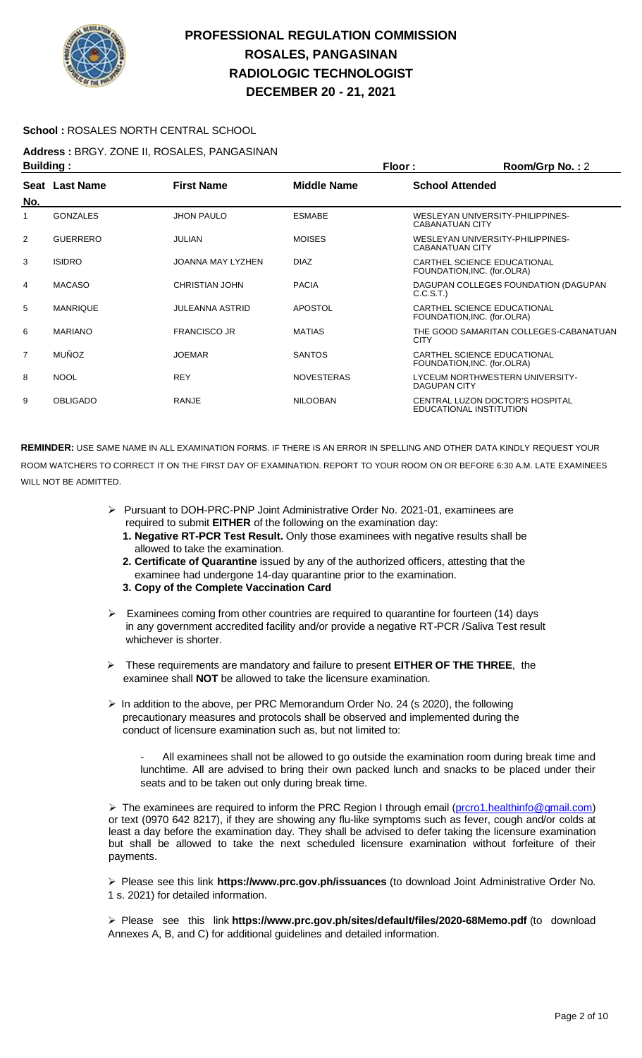# PROFESSIONAL REGULATION COMMISSION
# ROSALES, PANGASINAN
# RADIOLOGIC TECHNOLOGIST
# DECEMBER 20 - 21, 2021

**School :** ROSALES NORTH CENTRAL SCHOOL

**Address :** BRGY. ZONE II, ROSALES, PANGASINAN

**Building :** **Floor :** **Room/Grp No. :** 2

| Seat No. | Last Name | First Name | Middle Name | School Attended |
|---|---|---|---|---|
| 1 | GONZALES | JHON PAULO | ESMABE | WESLEYAN UNIVERSITY-PHILIPPINES-CABANATUAN CITY |
| 2 | GUERRERO | JULIAN | MOISES | WESLEYAN UNIVERSITY-PHILIPPINES-CABANATUAN CITY |
| 3 | ISIDRO | JOANNA MAY LYZHEN | DIAZ | CARTHEL SCIENCE EDUCATIONAL FOUNDATION,INC. (for.OLRA) |
| 4 | MACASO | CHRISTIAN JOHN | PACIA | DAGUPAN COLLEGES FOUNDATION (DAGUPAN C.C.S.T.) |
| 5 | MANRIQUE | JULEANNA ASTRID | APOSTOL | CARTHEL SCIENCE EDUCATIONAL FOUNDATION,INC. (for.OLRA) |
| 6 | MARIANO | FRANCISCO JR | MATIAS | THE GOOD SAMARITAN COLLEGES-CABANATUAN CITY |
| 7 | MUÑOZ | JOEMAR | SANTOS | CARTHEL SCIENCE EDUCATIONAL FOUNDATION,INC. (for.OLRA) |
| 8 | NOOL | REY | NOVESTERAS | LYCEUM NORTHWESTERN UNIVERSITY-DAGUPAN CITY |
| 9 | OBLIGADO | RANJE | NILOOBAN | CENTRAL LUZON DOCTOR'S HOSPITAL EDUCATIONAL INSTITUTION |

**REMINDER:** USE SAME NAME IN ALL EXAMINATION FORMS. IF THERE IS AN ERROR IN SPELLING AND OTHER DATA KINDLY REQUEST YOUR ROOM WATCHERS TO CORRECT IT ON THE FIRST DAY OF EXAMINATION. REPORT TO YOUR ROOM ON OR BEFORE 6:30 A.M. LATE EXAMINEES WILL NOT BE ADMITTED.

- Pursuant to DOH-PRC-PNP Joint Administrative Order No. 2021-01, examinees are required to submit **EITHER** of the following on the examination day:
  1. **Negative RT-PCR Test Result.** Only those examinees with negative results shall be allowed to take the examination.
  2. **Certificate of Quarantine** issued by any of the authorized officers, attesting that the examinee had undergone 14-day quarantine prior to the examination.
  3. **Copy of the Complete Vaccination Card**

- Examinees coming from other countries are required to quarantine for fourteen (14) days in any government accredited facility and/or provide a negative RT-PCR /Saliva Test result whichever is shorter.

- These requirements are mandatory and failure to present **EITHER OF THE THREE**, the examinee shall **NOT** be allowed to take the licensure examination.

- In addition to the above, per PRC Memorandum Order No. 24 (s 2020), the following precautionary measures and protocols shall be observed and implemented during the conduct of licensure examination such as, but not limited to:

  - All examinees shall not be allowed to go outside the examination room during break time and lunchtime. All are advised to bring their own packed lunch and snacks to be placed under their seats and to be taken out only during break time.

- The examinees are required to inform the PRC Region I through email (prcro1.healthinfo@gmail.com) or text (0970 642 8217), if they are showing any flu-like symptoms such as fever, cough and/or colds at least a day before the examination day. They shall be advised to defer taking the licensure examination but shall be allowed to take the next scheduled licensure examination without forfeiture of their payments.

- Please see this link **https://www.prc.gov.ph/issuances** (to download Joint Administrative Order No. 1 s. 2021) for detailed information.

- Please see this link **https://www.prc.gov.ph/sites/default/files/2020-68Memo.pdf** (to download Annexes A, B, and C) for additional guidelines and detailed information.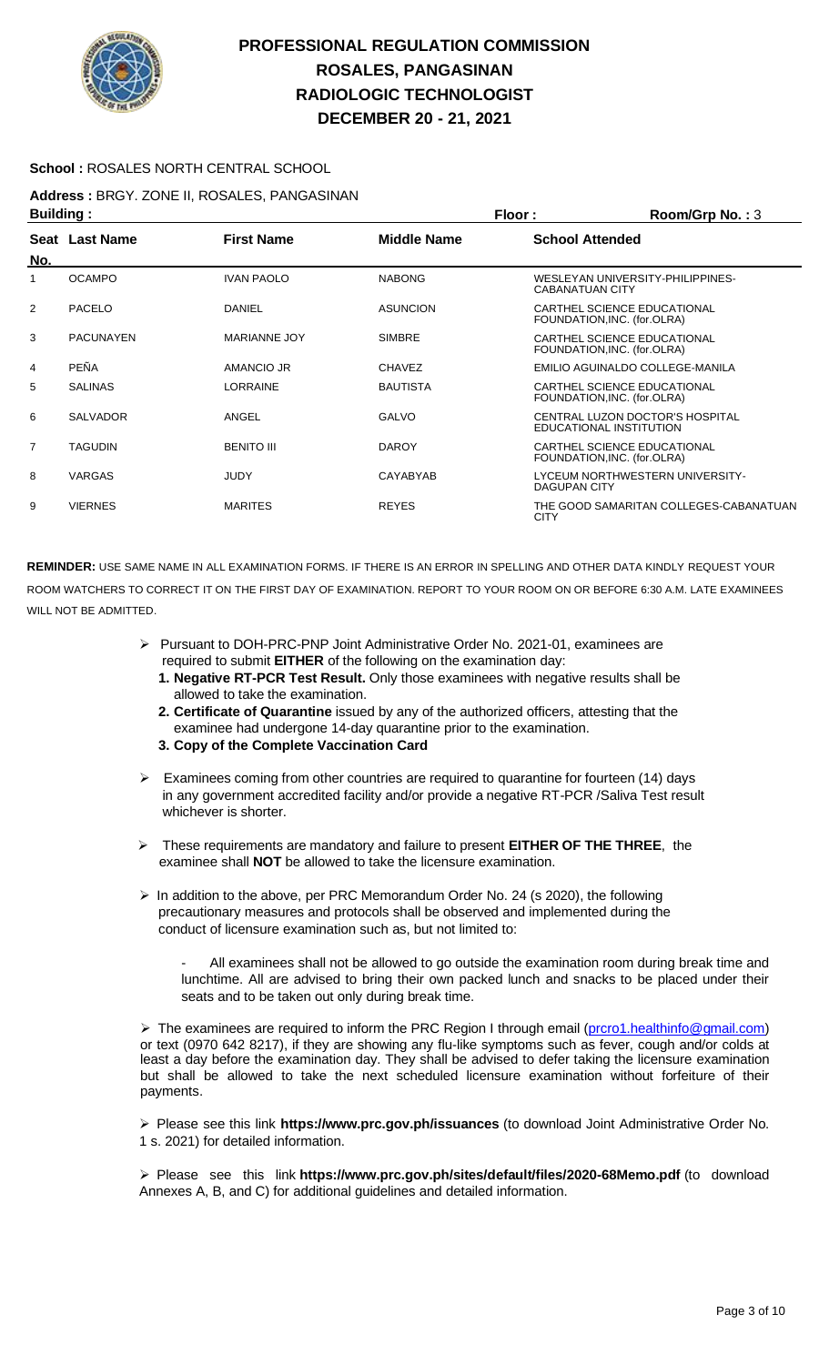# PROFESSIONAL REGULATION COMMISSION
## ROSALES, PANGASINAN
## RADIOLOGIC TECHNOLOGIST
## DECEMBER 20 - 21, 2021

**School :** ROSALES NORTH CENTRAL SCHOOL

**Address :** BRGY. ZONE II, ROSALES, PANGASINAN

**Building :** **Floor :** **Room/Grp No. :** 3

| Seat No. | Last Name | First Name | Middle Name | School Attended |
|---|---|---|---|---|
| 1 | OCAMPO | IVAN PAOLO | NABONG | WESLEYAN UNIVERSITY-PHILIPPINES-CABANATUAN CITY |
| 2 | PACELO | DANIEL | ASUNCION | CARTHEL SCIENCE EDUCATIONAL FOUNDATION,INC. (for.OLRA) |
| 3 | PACUNAYEN | MARIANNE JOY | SIMBRE | CARTHEL SCIENCE EDUCATIONAL FOUNDATION,INC. (for.OLRA) |
| 4 | PEÑA | AMANCIO JR | CHAVEZ | EMILIO AGUINALDO COLLEGE-MANILA |
| 5 | SALINAS | LORRAINE | BAUTISTA | CARTHEL SCIENCE EDUCATIONAL FOUNDATION,INC. (for.OLRA) |
| 6 | SALVADOR | ANGEL | GALVO | CENTRAL LUZON DOCTOR'S HOSPITAL EDUCATIONAL INSTITUTION |
| 7 | TAGUDIN | BENITO III | DAROY | CARTHEL SCIENCE EDUCATIONAL FOUNDATION,INC. (for.OLRA) |
| 8 | VARGAS | JUDY | CAYABYAB | LYCEUM NORTHWESTERN UNIVERSITY-DAGUPAN CITY |
| 9 | VIERNES | MARITES | REYES | THE GOOD SAMARITAN COLLEGES-CABANATUAN CITY |

**REMINDER:** USE SAME NAME IN ALL EXAMINATION FORMS. IF THERE IS AN ERROR IN SPELLING AND OTHER DATA KINDLY REQUEST YOUR ROOM WATCHERS TO CORRECT IT ON THE FIRST DAY OF EXAMINATION. REPORT TO YOUR ROOM ON OR BEFORE 6:30 A.M. LATE EXAMINEES WILL NOT BE ADMITTED.

- Pursuant to DOH-PRC-PNP Joint Administrative Order No. 2021-01, examinees are required to submit **EITHER** of the following on the examination day:
  1. **Negative RT-PCR Test Result.** Only those examinees with negative results shall be allowed to take the examination.
  2. **Certificate of Quarantine** issued by any of the authorized officers, attesting that the examinee had undergone 14-day quarantine prior to the examination.
  3. **Copy of the Complete Vaccination Card**

- Examinees coming from other countries are required to quarantine for fourteen (14) days in any government accredited facility and/or provide a negative RT-PCR /Saliva Test result whichever is shorter.

- These requirements are mandatory and failure to present **EITHER OF THE THREE**, the examinee shall **NOT** be allowed to take the licensure examination.

- In addition to the above, per PRC Memorandum Order No. 24 (s 2020), the following precautionary measures and protocols shall be observed and implemented during the conduct of licensure examination such as, but not limited to:

  - All examinees shall not be allowed to go outside the examination room during break time and lunchtime. All are advised to bring their own packed lunch and snacks to be placed under their seats and to be taken out only during break time.

- The examinees are required to inform the PRC Region I through email (prcro1.healthinfo@gmail.com) or text (0970 642 8217), if they are showing any flu-like symptoms such as fever, cough and/or colds at least a day before the examination day. They shall be advised to defer taking the licensure examination but shall be allowed to take the next scheduled licensure examination without forfeiture of their payments.

- Please see this link **https://www.prc.gov.ph/issuances** (to download Joint Administrative Order No. 1 s. 2021) for detailed information.

- Please see this link **https://www.prc.gov.ph/sites/default/files/2020-68Memo.pdf** (to download Annexes A, B, and C) for additional guidelines and detailed information.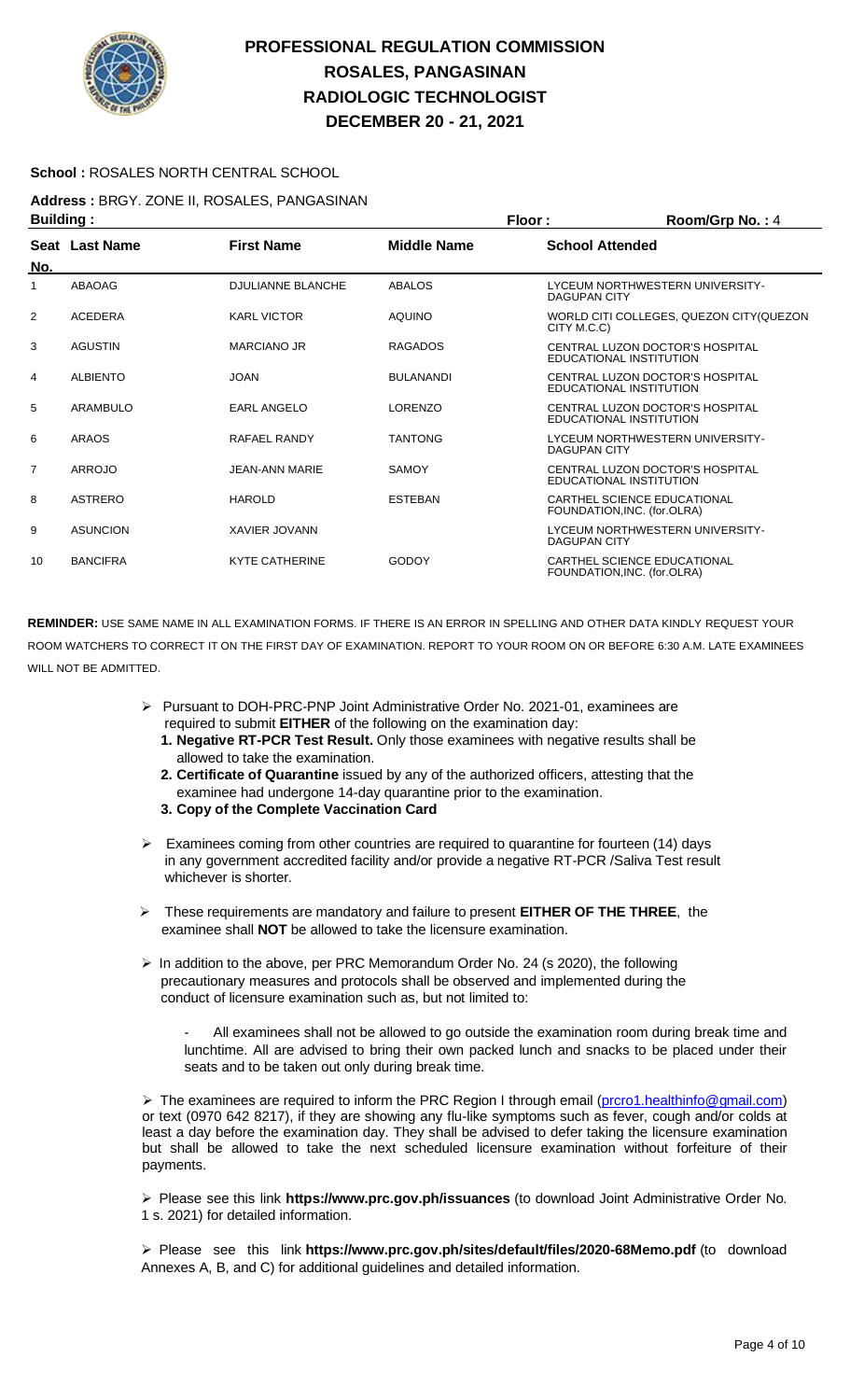# PROFESSIONAL REGULATION COMMISSION
# ROSALES, PANGASINAN
# RADIOLOGIC TECHNOLOGIST
# DECEMBER 20 - 21, 2021

**School :** ROSALES NORTH CENTRAL SCHOOL

**Address :** BRGY. ZONE II, ROSALES, PANGASINAN

**Building :** **Floor :** **Room/Grp No. :** 4

| Seat No. | Last Name | First Name | Middle Name | School Attended |
|---|---|---|---|---|
| 1 | ABAOAG | DJULIANNE BLANCHE | ABALOS | LYCEUM NORTHWESTERN UNIVERSITY-DAGUPAN CITY |
| 2 | ACEDERA | KARL VICTOR | AQUINO | WORLD CITI COLLEGES, QUEZON CITY(QUEZON CITY M.C.C) |
| 3 | AGUSTIN | MARCIANO JR | RAGADOS | CENTRAL LUZON DOCTOR'S HOSPITAL EDUCATIONAL INSTITUTION |
| 4 | ALBIENTO | JOAN | BULANANDI | CENTRAL LUZON DOCTOR'S HOSPITAL EDUCATIONAL INSTITUTION |
| 5 | ARAMBULO | EARL ANGELO | LORENZO | CENTRAL LUZON DOCTOR'S HOSPITAL EDUCATIONAL INSTITUTION |
| 6 | ARAOS | RAFAEL RANDY | TANTONG | LYCEUM NORTHWESTERN UNIVERSITY-DAGUPAN CITY |
| 7 | ARROJO | JEAN-ANN MARIE | SAMOY | CENTRAL LUZON DOCTOR'S HOSPITAL EDUCATIONAL INSTITUTION |
| 8 | ASTRERO | HAROLD | ESTEBAN | CARTHEL SCIENCE EDUCATIONAL FOUNDATION,INC. (for.OLRA) |
| 9 | ASUNCION | XAVIER JOVANN | | LYCEUM NORTHWESTERN UNIVERSITY-DAGUPAN CITY |
| 10 | BANCIFRA | KYTE CATHERINE | GODOY | CARTHEL SCIENCE EDUCATIONAL FOUNDATION,INC. (for.OLRA) |

**REMINDER:** USE SAME NAME IN ALL EXAMINATION FORMS. IF THERE IS AN ERROR IN SPELLING AND OTHER DATA KINDLY REQUEST YOUR ROOM WATCHERS TO CORRECT IT ON THE FIRST DAY OF EXAMINATION. REPORT TO YOUR ROOM ON OR BEFORE 6:30 A.M. LATE EXAMINEES WILL NOT BE ADMITTED.

- Pursuant to DOH-PRC-PNP Joint Administrative Order No. 2021-01, examinees are required to submit **EITHER** of the following on the examination day:
  1. **Negative RT-PCR Test Result.** Only those examinees with negative results shall be allowed to take the examination.
  2. **Certificate of Quarantine** issued by any of the authorized officers, attesting that the examinee had undergone 14-day quarantine prior to the examination.
  3. **Copy of the Complete Vaccination Card**

- Examinees coming from other countries are required to quarantine for fourteen (14) days in any government accredited facility and/or provide a negative RT-PCR /Saliva Test result whichever is shorter.

- These requirements are mandatory and failure to present **EITHER OF THE THREE**, the examinee shall **NOT** be allowed to take the licensure examination.

- In addition to the above, per PRC Memorandum Order No. 24 (s 2020), the following precautionary measures and protocols shall be observed and implemented during the conduct of licensure examination such as, but not limited to:

  - All examinees shall not be allowed to go outside the examination room during break time and lunchtime. All are advised to bring their own packed lunch and snacks to be placed under their seats and to be taken out only during break time.

- The examinees are required to inform the PRC Region I through email (prcro1.healthinfo@gmail.com) or text (0970 642 8217), if they are showing any flu-like symptoms such as fever, cough and/or colds at least a day before the examination day. They shall be advised to defer taking the licensure examination but shall be allowed to take the next scheduled licensure examination without forfeiture of their payments.

- Please see this link **https://www.prc.gov.ph/issuances** (to download Joint Administrative Order No. 1 s. 2021) for detailed information.

- Please see this link **https://www.prc.gov.ph/sites/default/files/2020-68Memo.pdf** (to download Annexes A, B, and C) for additional guidelines and detailed information.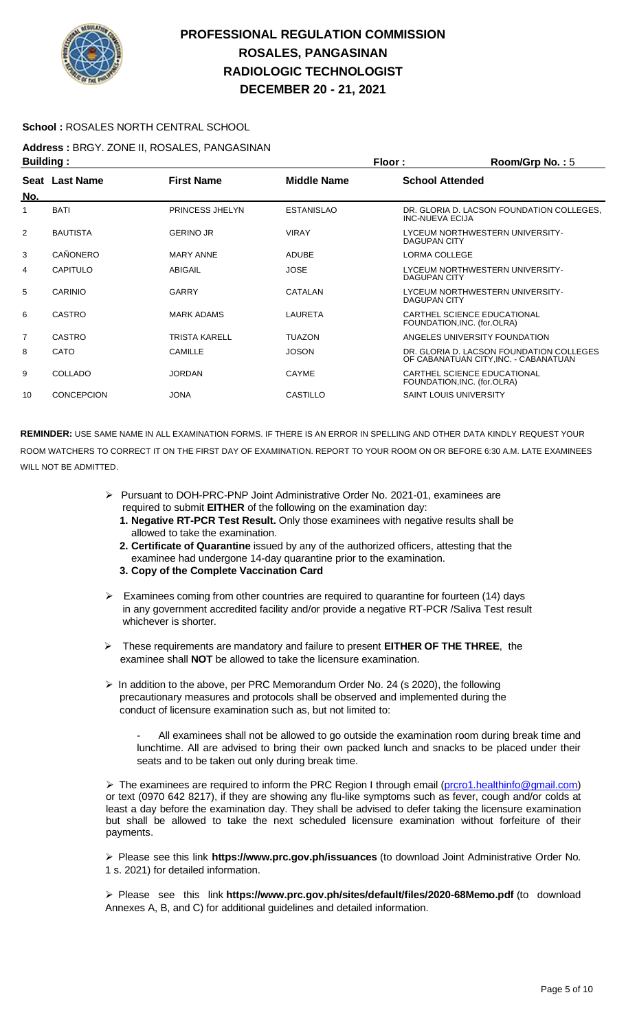# PROFESSIONAL REGULATION COMMISSION
# ROSALES, PANGASINAN
# RADIOLOGIC TECHNOLOGIST
# DECEMBER 20 - 21, 2021

**School :** ROSALES NORTH CENTRAL SCHOOL

**Address :** BRGY. ZONE II, ROSALES, PANGASINAN

**Building :** **Floor :** **Room/Grp No. :** 5

| Seat No. | Last Name | First Name | Middle Name | School Attended |
|---|---|---|---|---|
| 1 | BATI | PRINCESS JHELYN | ESTANISLAO | DR. GLORIA D. LACSON FOUNDATION COLLEGES, INC-NUEVA ECIJA |
| 2 | BAUTISTA | GERINO JR | VIRAY | LYCEUM NORTHWESTERN UNIVERSITY-DAGUPAN CITY |
| 3 | CAÑONERO | MARY ANNE | ADUBE | LORMA COLLEGE |
| 4 | CAPITULO | ABIGAIL | JOSE | LYCEUM NORTHWESTERN UNIVERSITY-DAGUPAN CITY |
| 5 | CARINIO | GARRY | CATALAN | LYCEUM NORTHWESTERN UNIVERSITY-DAGUPAN CITY |
| 6 | CASTRO | MARK ADAMS | LAURETA | CARTHEL SCIENCE EDUCATIONAL FOUNDATION,INC. (for.OLRA) |
| 7 | CASTRO | TRISTA KARELL | TUAZON | ANGELES UNIVERSITY FOUNDATION |
| 8 | CATO | CAMILLE | JOSON | DR. GLORIA D. LACSON FOUNDATION COLLEGES OF CABANATUAN CITY,INC. - CABANATUAN |
| 9 | COLLADO | JORDAN | CAYME | CARTHEL SCIENCE EDUCATIONAL FOUNDATION,INC. (for.OLRA) |
| 10 | CONCEPCION | JONA | CASTILLO | SAINT LOUIS UNIVERSITY |

**REMINDER:** USE SAME NAME IN ALL EXAMINATION FORMS. IF THERE IS AN ERROR IN SPELLING AND OTHER DATA KINDLY REQUEST YOUR ROOM WATCHERS TO CORRECT IT ON THE FIRST DAY OF EXAMINATION. REPORT TO YOUR ROOM ON OR BEFORE 6:30 A.M. LATE EXAMINEES WILL NOT BE ADMITTED.

- Pursuant to DOH-PRC-PNP Joint Administrative Order No. 2021-01, examinees are required to submit **EITHER** of the following on the examination day:
  1. **Negative RT-PCR Test Result.** Only those examinees with negative results shall be allowed to take the examination.
  2. **Certificate of Quarantine** issued by any of the authorized officers, attesting that the examinee had undergone 14-day quarantine prior to the examination.
  3. **Copy of the Complete Vaccination Card**

- Examinees coming from other countries are required to quarantine for fourteen (14) days in any government accredited facility and/or provide a negative RT-PCR /Saliva Test result whichever is shorter.

- These requirements are mandatory and failure to present **EITHER OF THE THREE**, the examinee shall **NOT** be allowed to take the licensure examination.

- In addition to the above, per PRC Memorandum Order No. 24 (s 2020), the following precautionary measures and protocols shall be observed and implemented during the conduct of licensure examination such as, but not limited to:

  - All examinees shall not be allowed to go outside the examination room during break time and lunchtime. All are advised to bring their own packed lunch and snacks to be placed under their seats and to be taken out only during break time.

- The examinees are required to inform the PRC Region I through email (prcro1.healthinfo@gmail.com) or text (0970 642 8217), if they are showing any flu-like symptoms such as fever, cough and/or colds at least a day before the examination day. They shall be advised to defer taking the licensure examination but shall be allowed to take the next scheduled licensure examination without forfeiture of their payments.

- Please see this link **https://www.prc.gov.ph/issuances** (to download Joint Administrative Order No. 1 s. 2021) for detailed information.

- Please see this link **https://www.prc.gov.ph/sites/default/files/2020-68Memo.pdf** (to download Annexes A, B, and C) for additional guidelines and detailed information.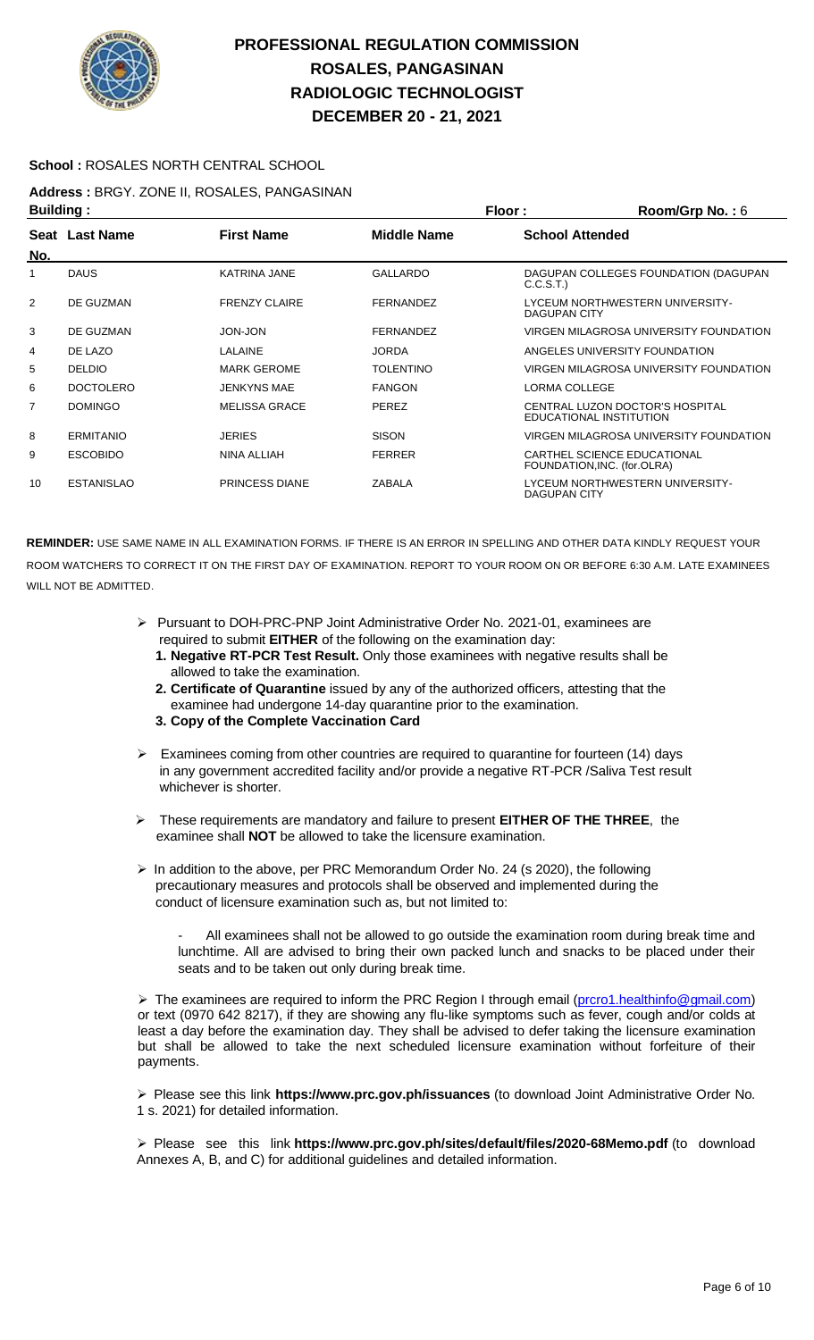# PROFESSIONAL REGULATION COMMISSION
## ROSALES, PANGASINAN
## RADIOLOGIC TECHNOLOGIST
## DECEMBER 20 - 21, 2021

**School :** ROSALES NORTH CENTRAL SCHOOL

**Address :** BRGY. ZONE II, ROSALES, PANGASINAN

**Building :** **Floor :** **Room/Grp No. :** 6

| Seat No. | Last Name | First Name | Middle Name | School Attended |
|---|---|---|---|---|
| 1 | DAUS | KATRINA JANE | GALLARDO | DAGUPAN COLLEGES FOUNDATION (DAGUPAN C.C.S.T.) |
| 2 | DE GUZMAN | FRENZY CLAIRE | FERNANDEZ | LYCEUM NORTHWESTERN UNIVERSITY-DAGUPAN CITY |
| 3 | DE GUZMAN | JON-JON | FERNANDEZ | VIRGEN MILAGROSA UNIVERSITY FOUNDATION |
| 4 | DE LAZO | LALAINE | JORDA | ANGELES UNIVERSITY FOUNDATION |
| 5 | DELDIO | MARK GEROME | TOLENTINO | VIRGEN MILAGROSA UNIVERSITY FOUNDATION |
| 6 | DOCTOLERO | JENKYNS MAE | FANGON | LORMA COLLEGE |
| 7 | DOMINGO | MELISSA GRACE | PEREZ | CENTRAL LUZON DOCTOR'S HOSPITAL EDUCATIONAL INSTITUTION |
| 8 | ERMITANIO | JERIES | SISON | VIRGEN MILAGROSA UNIVERSITY FOUNDATION |
| 9 | ESCOBIDO | NINA ALLIAH | FERRER | CARTHEL SCIENCE EDUCATIONAL FOUNDATION,INC. (for.OLRA) |
| 10 | ESTANISLAO | PRINCESS DIANE | ZABALA | LYCEUM NORTHWESTERN UNIVERSITY-DAGUPAN CITY |

**REMINDER:** USE SAME NAME IN ALL EXAMINATION FORMS. IF THERE IS AN ERROR IN SPELLING AND OTHER DATA KINDLY REQUEST YOUR ROOM WATCHERS TO CORRECT IT ON THE FIRST DAY OF EXAMINATION. REPORT TO YOUR ROOM ON OR BEFORE 6:30 A.M. LATE EXAMINEES WILL NOT BE ADMITTED.

- Pursuant to DOH-PRC-PNP Joint Administrative Order No. 2021-01, examinees are required to submit **EITHER** of the following on the examination day:
  1. **Negative RT-PCR Test Result.** Only those examinees with negative results shall be allowed to take the examination.
  2. **Certificate of Quarantine** issued by any of the authorized officers, attesting that the examinee had undergone 14-day quarantine prior to the examination.
  3. **Copy of the Complete Vaccination Card**

- Examinees coming from other countries are required to quarantine for fourteen (14) days in any government accredited facility and/or provide a negative RT-PCR /Saliva Test result whichever is shorter.

- These requirements are mandatory and failure to present **EITHER OF THE THREE**, the examinee shall **NOT** be allowed to take the licensure examination.

- In addition to the above, per PRC Memorandum Order No. 24 (s 2020), the following precautionary measures and protocols shall be observed and implemented during the conduct of licensure examination such as, but not limited to:

  - All examinees shall not be allowed to go outside the examination room during break time and lunchtime. All are advised to bring their own packed lunch and snacks to be placed under their seats and to be taken out only during break time.

- The examinees are required to inform the PRC Region I through email (prcro1.healthinfo@gmail.com) or text (0970 642 8217), if they are showing any flu-like symptoms such as fever, cough and/or colds at least a day before the examination day. They shall be advised to defer taking the licensure examination but shall be allowed to take the next scheduled licensure examination without forfeiture of their payments.

- Please see this link **https://www.prc.gov.ph/issuances** (to download Joint Administrative Order No. 1 s. 2021) for detailed information.

- Please see this link **https://www.prc.gov.ph/sites/default/files/2020-68Memo.pdf** (to download Annexes A, B, and C) for additional guidelines and detailed information.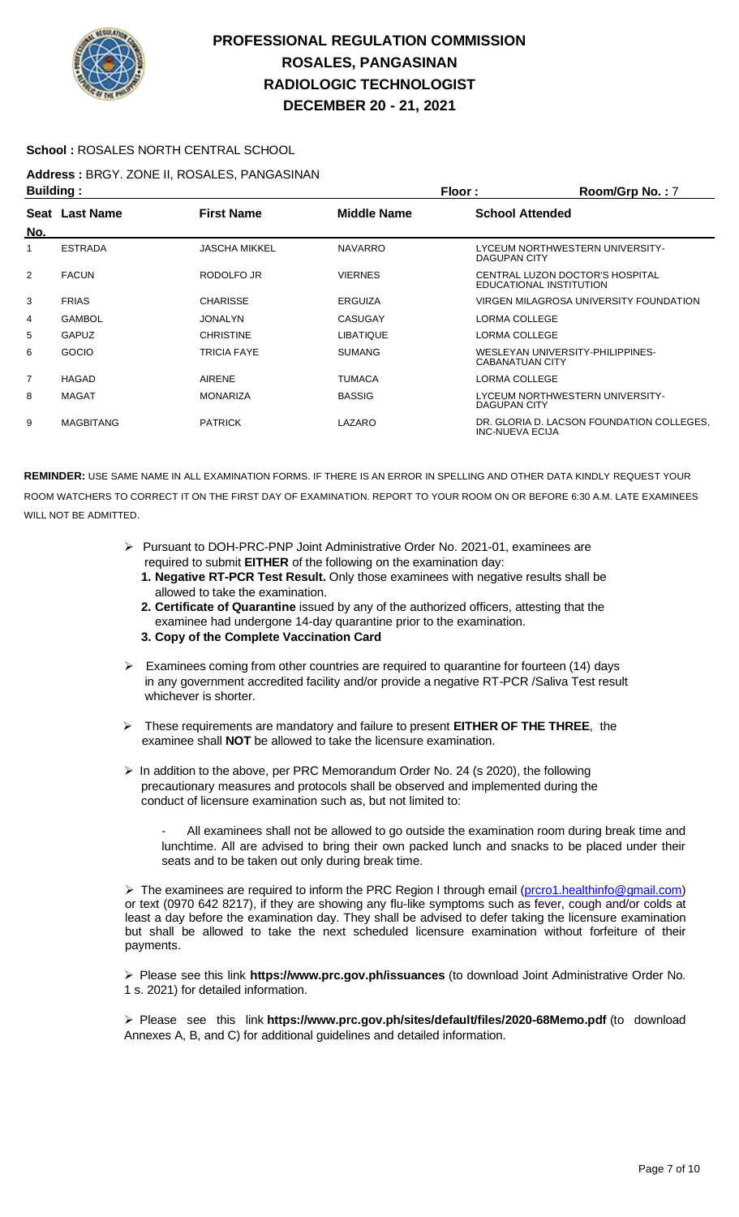# PROFESSIONAL REGULATION COMMISSION
## ROSALES, PANGASINAN
## RADIOLOGIC TECHNOLOGIST
## DECEMBER 20 - 21, 2021

**School :** ROSALES NORTH CENTRAL SCHOOL

**Address :** BRGY. ZONE II, ROSALES, PANGASINAN

**Building :** **Floor :** **Room/Grp No. :** 7

| Seat No. | Last Name | First Name | Middle Name | School Attended |
|---|---|---|---|---|
| 1 | ESTRADA | JASCHA MIKKEL | NAVARRO | LYCEUM NORTHWESTERN UNIVERSITY-DAGUPAN CITY |
| 2 | FACUN | RODOLFO JR | VIERNES | CENTRAL LUZON DOCTOR'S HOSPITAL EDUCATIONAL INSTITUTION |
| 3 | FRIAS | CHARISSE | ERGUIZA | VIRGEN MILAGROSA UNIVERSITY FOUNDATION |
| 4 | GAMBOL | JONALYN | CASUGAY | LORMA COLLEGE |
| 5 | GAPUZ | CHRISTINE | LIBATIQUE | LORMA COLLEGE |
| 6 | GOCIO | TRICIA FAYE | SUMANG | WESLEYAN UNIVERSITY-PHILIPPINES-CABANATUAN CITY |
| 7 | HAGAD | AIRENE | TUMACA | LORMA COLLEGE |
| 8 | MAGAT | MONARIZA | BASSIG | LYCEUM NORTHWESTERN UNIVERSITY-DAGUPAN CITY |
| 9 | MAGBITANG | PATRICK | LAZARO | DR. GLORIA D. LACSON FOUNDATION COLLEGES, INC-NUEVA ECIJA |

**REMINDER:** USE SAME NAME IN ALL EXAMINATION FORMS. IF THERE IS AN ERROR IN SPELLING AND OTHER DATA KINDLY REQUEST YOUR ROOM WATCHERS TO CORRECT IT ON THE FIRST DAY OF EXAMINATION. REPORT TO YOUR ROOM ON OR BEFORE 6:30 A.M. LATE EXAMINEES WILL NOT BE ADMITTED.

- Pursuant to DOH-PRC-PNP Joint Administrative Order No. 2021-01, examinees are required to submit **EITHER** of the following on the examination day:
  1. **Negative RT-PCR Test Result.** Only those examinees with negative results shall be allowed to take the examination.
  2. **Certificate of Quarantine** issued by any of the authorized officers, attesting that the examinee had undergone 14-day quarantine prior to the examination.
  3. **Copy of the Complete Vaccination Card**
- Examinees coming from other countries are required to quarantine for fourteen (14) days in any government accredited facility and/or provide a negative RT-PCR /Saliva Test result whichever is shorter.
- These requirements are mandatory and failure to present **EITHER OF THE THREE**, the examinee shall **NOT** be allowed to take the licensure examination.
- In addition to the above, per PRC Memorandum Order No. 24 (s 2020), the following precautionary measures and protocols shall be observed and implemented during the conduct of licensure examination such as, but not limited to:
  - All examinees shall not be allowed to go outside the examination room during break time and lunchtime. All are advised to bring their own packed lunch and snacks to be placed under their seats and to be taken out only during break time.
- The examinees are required to inform the PRC Region I through email (prcro1.healthinfo@gmail.com) or text (0970 642 8217), if they are showing any flu-like symptoms such as fever, cough and/or colds at least a day before the examination day. They shall be advised to defer taking the licensure examination but shall be allowed to take the next scheduled licensure examination without forfeiture of their payments.
- Please see this link **https://www.prc.gov.ph/issuances** (to download Joint Administrative Order No. 1 s. 2021) for detailed information.
- Please see this link **https://www.prc.gov.ph/sites/default/files/2020-68Memo.pdf** (to download Annexes A, B, and C) for additional guidelines and detailed information.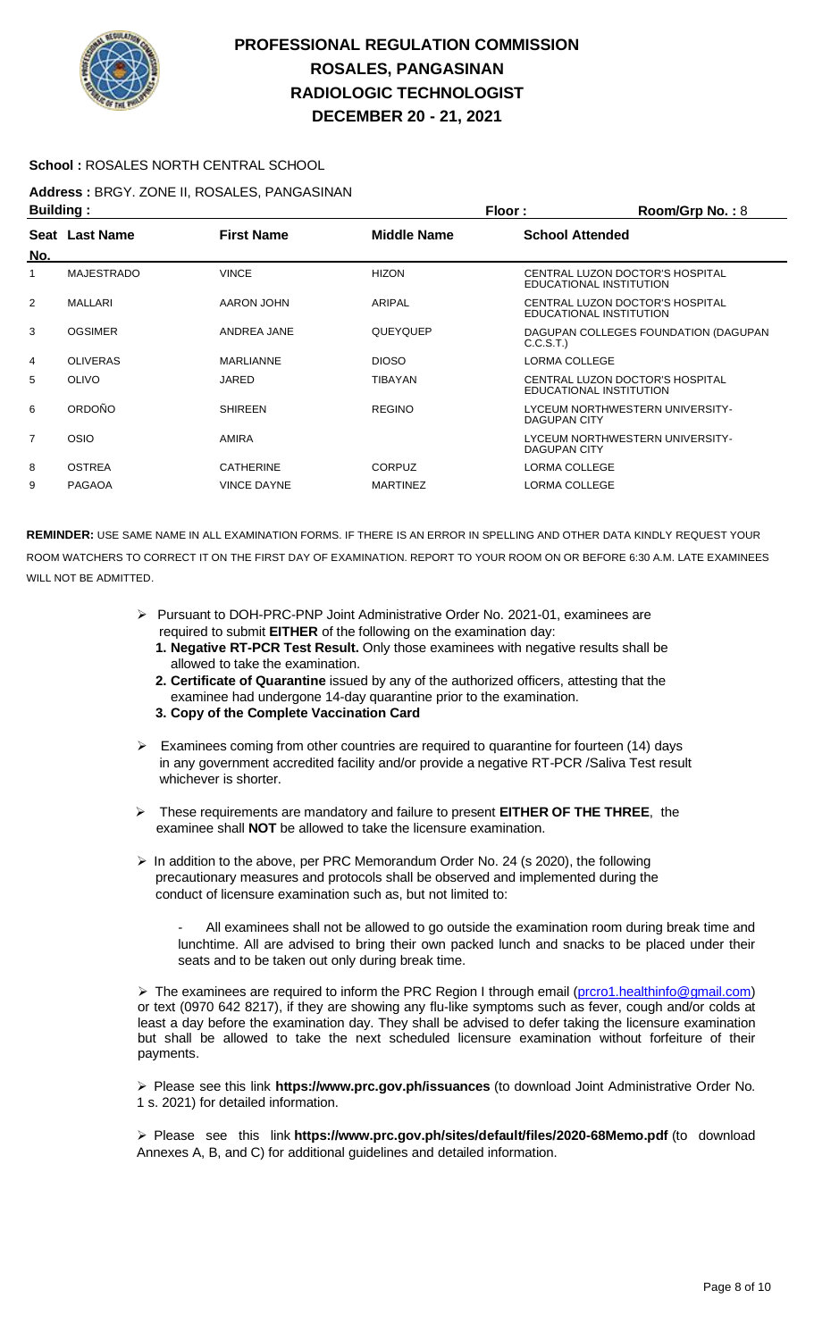# PROFESSIONAL REGULATION COMMISSION
## ROSALES, PANGASINAN
## RADIOLOGIC TECHNOLOGIST
## DECEMBER 20 - 21, 2021

**School :** ROSALES NORTH CENTRAL SCHOOL

**Address :** BRGY. ZONE II, ROSALES, PANGASINAN

**Building :** **Floor :** **Room/Grp No. :** 8

| Seat No. | Last Name | First Name | Middle Name | School Attended |
|---|---|---|---|---|
| 1 | MAJESTRADO | VINCE | HIZON | CENTRAL LUZON DOCTOR'S HOSPITAL EDUCATIONAL INSTITUTION |
| 2 | MALLARI | AARON JOHN | ARIPAL | CENTRAL LUZON DOCTOR'S HOSPITAL EDUCATIONAL INSTITUTION |
| 3 | OGSIMER | ANDREA JANE | QUEYQUEP | DAGUPAN COLLEGES FOUNDATION (DAGUPAN C.C.S.T.) |
| 4 | OLIVERAS | MARLIANNE | DIOSO | LORMA COLLEGE |
| 5 | OLIVO | JARED | TIBAYAN | CENTRAL LUZON DOCTOR'S HOSPITAL EDUCATIONAL INSTITUTION |
| 6 | ORDOÑO | SHIREEN | REGINO | LYCEUM NORTHWESTERN UNIVERSITY-DAGUPAN CITY |
| 7 | OSIO | AMIRA | | LYCEUM NORTHWESTERN UNIVERSITY-DAGUPAN CITY |
| 8 | OSTREA | CATHERINE | CORPUZ | LORMA COLLEGE |
| 9 | PAGAOA | VINCE DAYNE | MARTINEZ | LORMA COLLEGE |

**REMINDER:** USE SAME NAME IN ALL EXAMINATION FORMS. IF THERE IS AN ERROR IN SPELLING AND OTHER DATA KINDLY REQUEST YOUR ROOM WATCHERS TO CORRECT IT ON THE FIRST DAY OF EXAMINATION. REPORT TO YOUR ROOM ON OR BEFORE 6:30 A.M. LATE EXAMINEES WILL NOT BE ADMITTED.

- Pursuant to DOH-PRC-PNP Joint Administrative Order No. 2021-01, examinees are required to submit **EITHER** of the following on the examination day:
  1. **Negative RT-PCR Test Result.** Only those examinees with negative results shall be allowed to take the examination.
  2. **Certificate of Quarantine** issued by any of the authorized officers, attesting that the examinee had undergone 14-day quarantine prior to the examination.
  3. **Copy of the Complete Vaccination Card**

- Examinees coming from other countries are required to quarantine for fourteen (14) days in any government accredited facility and/or provide a negative RT-PCR /Saliva Test result whichever is shorter.

- These requirements are mandatory and failure to present **EITHER OF THE THREE**, the examinee shall **NOT** be allowed to take the licensure examination.

- In addition to the above, per PRC Memorandum Order No. 24 (s 2020), the following precautionary measures and protocols shall be observed and implemented during the conduct of licensure examination such as, but not limited to:

  - All examinees shall not be allowed to go outside the examination room during break time and lunchtime. All are advised to bring their own packed lunch and snacks to be placed under their seats and to be taken out only during break time.

- The examinees are required to inform the PRC Region I through email (prcro1.healthinfo@gmail.com) or text (0970 642 8217), if they are showing any flu-like symptoms such as fever, cough and/or colds at least a day before the examination day. They shall be advised to defer taking the licensure examination but shall be allowed to take the next scheduled licensure examination without forfeiture of their payments.

- Please see this link **https://www.prc.gov.ph/issuances** (to download Joint Administrative Order No. 1 s. 2021) for detailed information.

- Please see this link **https://www.prc.gov.ph/sites/default/files/2020-68Memo.pdf** (to download Annexes A, B, and C) for additional guidelines and detailed information.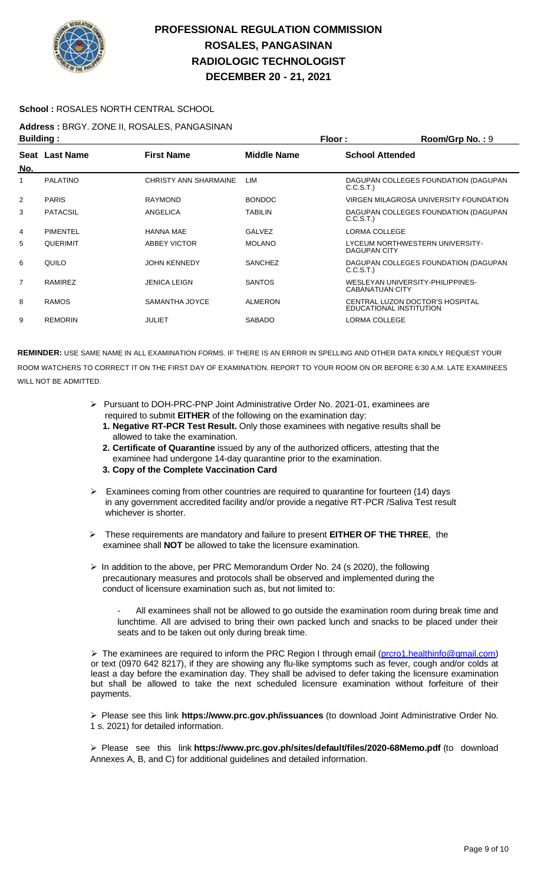# PROFESSIONAL REGULATION COMMISSION
## ROSALES, PANGASINAN
## RADIOLOGIC TECHNOLOGIST
## DECEMBER 20 - 21, 2021

**School :** ROSALES NORTH CENTRAL SCHOOL

**Address :** BRGY. ZONE II, ROSALES, PANGASINAN

**Building :** **Floor :** **Room/Grp No. :** 9

| Seat No. | Last Name | First Name | Middle Name | School Attended |
|---|---|---|---|---|
| 1 | PALATINO | CHRISTY ANN SHARMAINE | LIM | DAGUPAN COLLEGES FOUNDATION (DAGUPAN C.C.S.T.) |
| 2 | PARIS | RAYMOND | BONDOC | VIRGEN MILAGROSA UNIVERSITY FOUNDATION |
| 3 | PATACSIL | ANGELICA | TABILIN | DAGUPAN COLLEGES FOUNDATION (DAGUPAN C.C.S.T.) |
| 4 | PIMENTEL | HANNA MAE | GALVEZ | LORMA COLLEGE |
| 5 | QUERIMIT | ABBEY VICTOR | MOLANO | LYCEUM NORTHWESTERN UNIVERSITY-DAGUPAN CITY |
| 6 | QUILO | JOHN KENNEDY | SANCHEZ | DAGUPAN COLLEGES FOUNDATION (DAGUPAN C.C.S.T.) |
| 7 | RAMIREZ | JENICA LEIGN | SANTOS | WESLEYAN UNIVERSITY-PHILIPPINES-CABANATUAN CITY |
| 8 | RAMOS | SAMANTHA JOYCE | ALMERON | CENTRAL LUZON DOCTOR'S HOSPITAL EDUCATIONAL INSTITUTION |
| 9 | REMORIN | JULIET | SABADO | LORMA COLLEGE |

**REMINDER:** USE SAME NAME IN ALL EXAMINATION FORMS. IF THERE IS AN ERROR IN SPELLING AND OTHER DATA KINDLY REQUEST YOUR ROOM WATCHERS TO CORRECT IT ON THE FIRST DAY OF EXAMINATION. REPORT TO YOUR ROOM ON OR BEFORE 6:30 A.M. LATE EXAMINEES WILL NOT BE ADMITTED.

- Pursuant to DOH-PRC-PNP Joint Administrative Order No. 2021-01, examinees are required to submit **EITHER** of the following on the examination day:
  1. **Negative RT-PCR Test Result.** Only those examinees with negative results shall be allowed to take the examination.
  2. **Certificate of Quarantine** issued by any of the authorized officers, attesting that the examinee had undergone 14-day quarantine prior to the examination.
  3. **Copy of the Complete Vaccination Card**

- Examinees coming from other countries are required to quarantine for fourteen (14) days in any government accredited facility and/or provide a negative RT-PCR /Saliva Test result whichever is shorter.

- These requirements are mandatory and failure to present **EITHER OF THE THREE**, the examinee shall **NOT** be allowed to take the licensure examination.

- In addition to the above, per PRC Memorandum Order No. 24 (s 2020), the following precautionary measures and protocols shall be observed and implemented during the conduct of licensure examination such as, but not limited to:

  - All examinees shall not be allowed to go outside the examination room during break time and lunchtime. All are advised to bring their own packed lunch and snacks to be placed under their seats and to be taken out only during break time.

- The examinees are required to inform the PRC Region I through email (prcro1.healthinfo@gmail.com) or text (0970 642 8217), if they are showing any flu-like symptoms such as fever, cough and/or colds at least a day before the examination day. They shall be advised to defer taking the licensure examination but shall be allowed to take the next scheduled licensure examination without forfeiture of their payments.

- Please see this link **https://www.prc.gov.ph/issuances** (to download Joint Administrative Order No. 1 s. 2021) for detailed information.

- Please see this link **https://www.prc.gov.ph/sites/default/files/2020-68Memo.pdf** (to download Annexes A, B, and C) for additional guidelines and detailed information.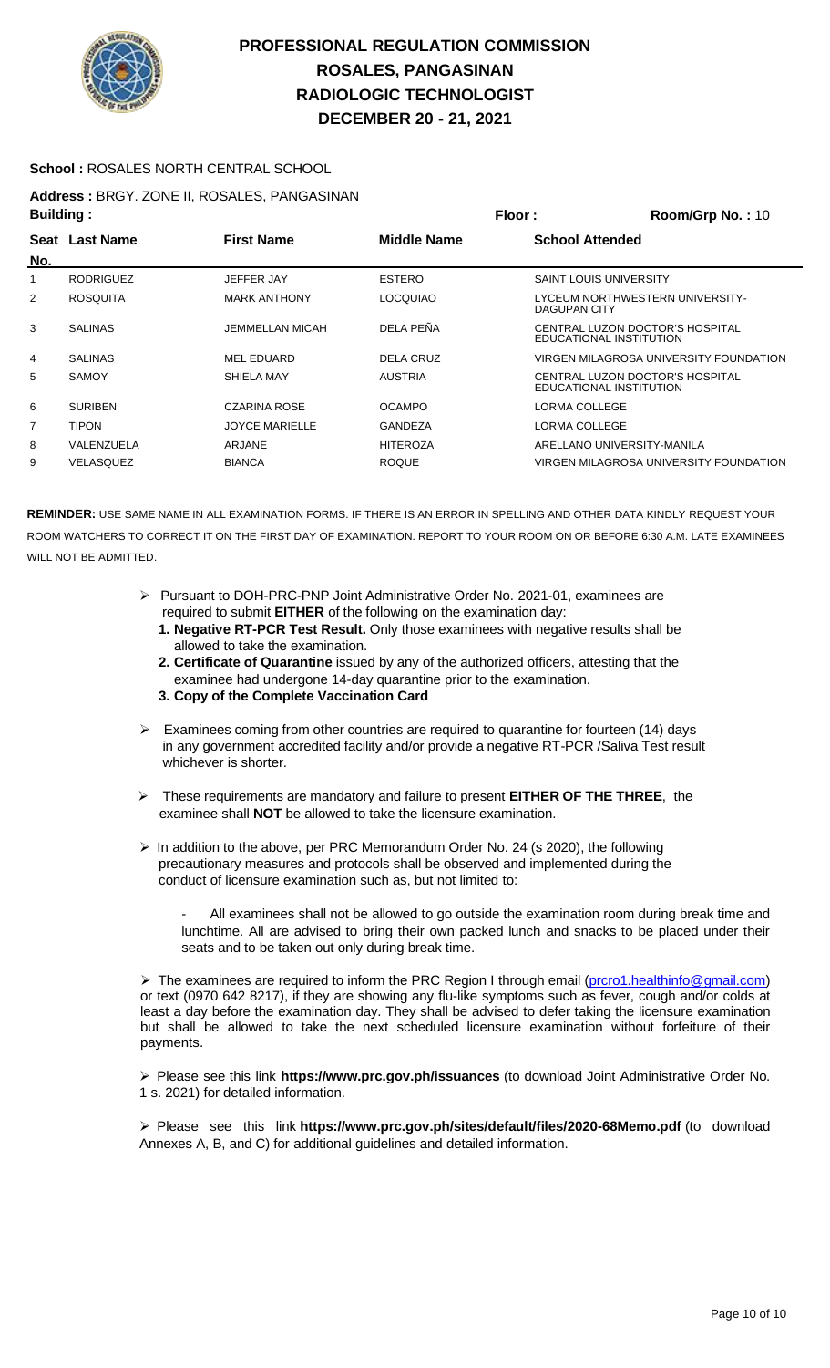# PROFESSIONAL REGULATION COMMISSION
# ROSALES, PANGASINAN
# RADIOLOGIC TECHNOLOGIST
# DECEMBER 20 - 21, 2021

**School :** ROSALES NORTH CENTRAL SCHOOL

**Address :** BRGY. ZONE II, ROSALES, PANGASINAN

**Building :** **Floor :** **Room/Grp No. :** 10

| Seat No. | Last Name | First Name | Middle Name | School Attended |
|---|---|---|---|---|
| 1 | RODRIGUEZ | JEFFER JAY | ESTERO | SAINT LOUIS UNIVERSITY |
| 2 | ROSQUITA | MARK ANTHONY | LOCQUIAO | LYCEUM NORTHWESTERN UNIVERSITY-DAGUPAN CITY |
| 3 | SALINAS | JEMMELLAN MICAH | DELA PEÑA | CENTRAL LUZON DOCTOR'S HOSPITAL EDUCATIONAL INSTITUTION |
| 4 | SALINAS | MEL EDUARD | DELA CRUZ | VIRGEN MILAGROSA UNIVERSITY FOUNDATION |
| 5 | SAMOY | SHIELA MAY | AUSTRIA | CENTRAL LUZON DOCTOR'S HOSPITAL EDUCATIONAL INSTITUTION |
| 6 | SURIBEN | CZARINA ROSE | OCAMPO | LORMA COLLEGE |
| 7 | TIPON | JOYCE MARIELLE | GANDEZA | LORMA COLLEGE |
| 8 | VALENZUELA | ARJANE | HITEROZA | ARELLANO UNIVERSITY-MANILA |
| 9 | VELASQUEZ | BIANCA | ROQUE | VIRGEN MILAGROSA UNIVERSITY FOUNDATION |

**REMINDER:** USE SAME NAME IN ALL EXAMINATION FORMS. IF THERE IS AN ERROR IN SPELLING AND OTHER DATA KINDLY REQUEST YOUR ROOM WATCHERS TO CORRECT IT ON THE FIRST DAY OF EXAMINATION. REPORT TO YOUR ROOM ON OR BEFORE 6:30 A.M. LATE EXAMINEES WILL NOT BE ADMITTED.

- Pursuant to DOH-PRC-PNP Joint Administrative Order No. 2021-01, examinees are required to submit **EITHER** of the following on the examination day:
  1. **Negative RT-PCR Test Result.** Only those examinees with negative results shall be allowed to take the examination.
  2. **Certificate of Quarantine** issued by any of the authorized officers, attesting that the examinee had undergone 14-day quarantine prior to the examination.
  3. **Copy of the Complete Vaccination Card**

- Examinees coming from other countries are required to quarantine for fourteen (14) days in any government accredited facility and/or provide a negative RT-PCR /Saliva Test result whichever is shorter.

- These requirements are mandatory and failure to present **EITHER OF THE THREE**, the examinee shall **NOT** be allowed to take the licensure examination.

- In addition to the above, per PRC Memorandum Order No. 24 (s 2020), the following precautionary measures and protocols shall be observed and implemented during the conduct of licensure examination such as, but not limited to:

  - All examinees shall not be allowed to go outside the examination room during break time and lunchtime. All are advised to bring their own packed lunch and snacks to be placed under their seats and to be taken out only during break time.

- The examinees are required to inform the PRC Region I through email (prcro1.healthinfo@gmail.com) or text (0970 642 8217), if they are showing any flu-like symptoms such as fever, cough and/or colds at least a day before the examination day. They shall be advised to defer taking the licensure examination but shall be allowed to take the next scheduled licensure examination without forfeiture of their payments.

- Please see this link **https://www.prc.gov.ph/issuances** (to download Joint Administrative Order No. 1 s. 2021) for detailed information.

- Please see this link **https://www.prc.gov.ph/sites/default/files/2020-68Memo.pdf** (to download Annexes A, B, and C) for additional guidelines and detailed information.